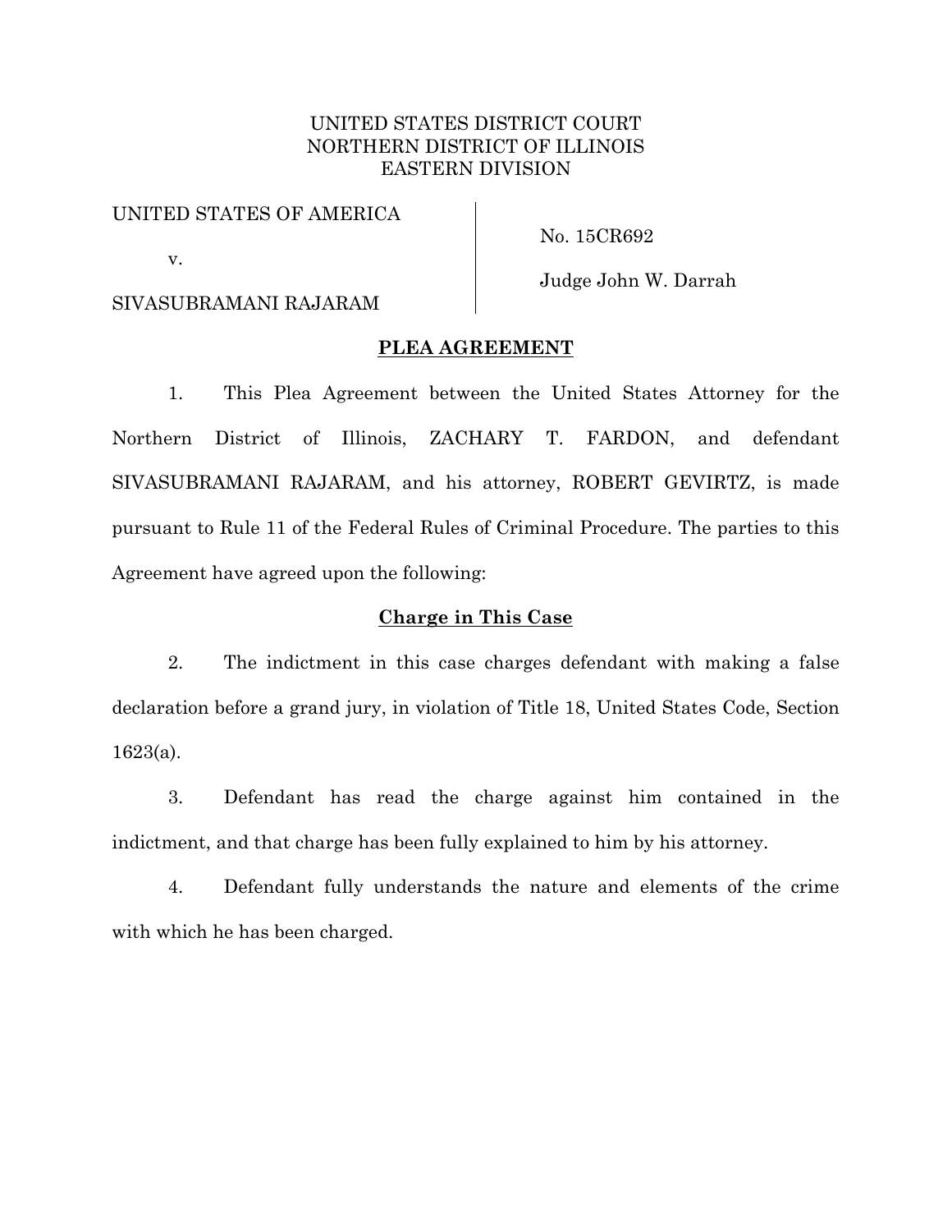UNITED STATES DISTRICT COURT
NORTHERN DISTRICT OF ILLINOIS
EASTERN DIVISION

| | |
|---|---|
| UNITED STATES OF AMERICA<br><br>v.<br><br>SIVASUBRAMANI RAJARAM | No. 15CR692<br><br>Judge John W. Darrah |

## PLEA AGREEMENT

1. This Plea Agreement between the United States Attorney for the Northern District of Illinois, ZACHARY T. FARDON, and defendant SIVASUBRAMANI RAJARAM, and his attorney, ROBERT GEVIRTZ, is made pursuant to Rule 11 of the Federal Rules of Criminal Procedure. The parties to this Agreement have agreed upon the following:

### Charge in This Case

2. The indictment in this case charges defendant with making a false declaration before a grand jury, in violation of Title 18, United States Code, Section 1623(a).

3. Defendant has read the charge against him contained in the indictment, and that charge has been fully explained to him by his attorney.

4. Defendant fully understands the nature and elements of the crime with which he has been charged.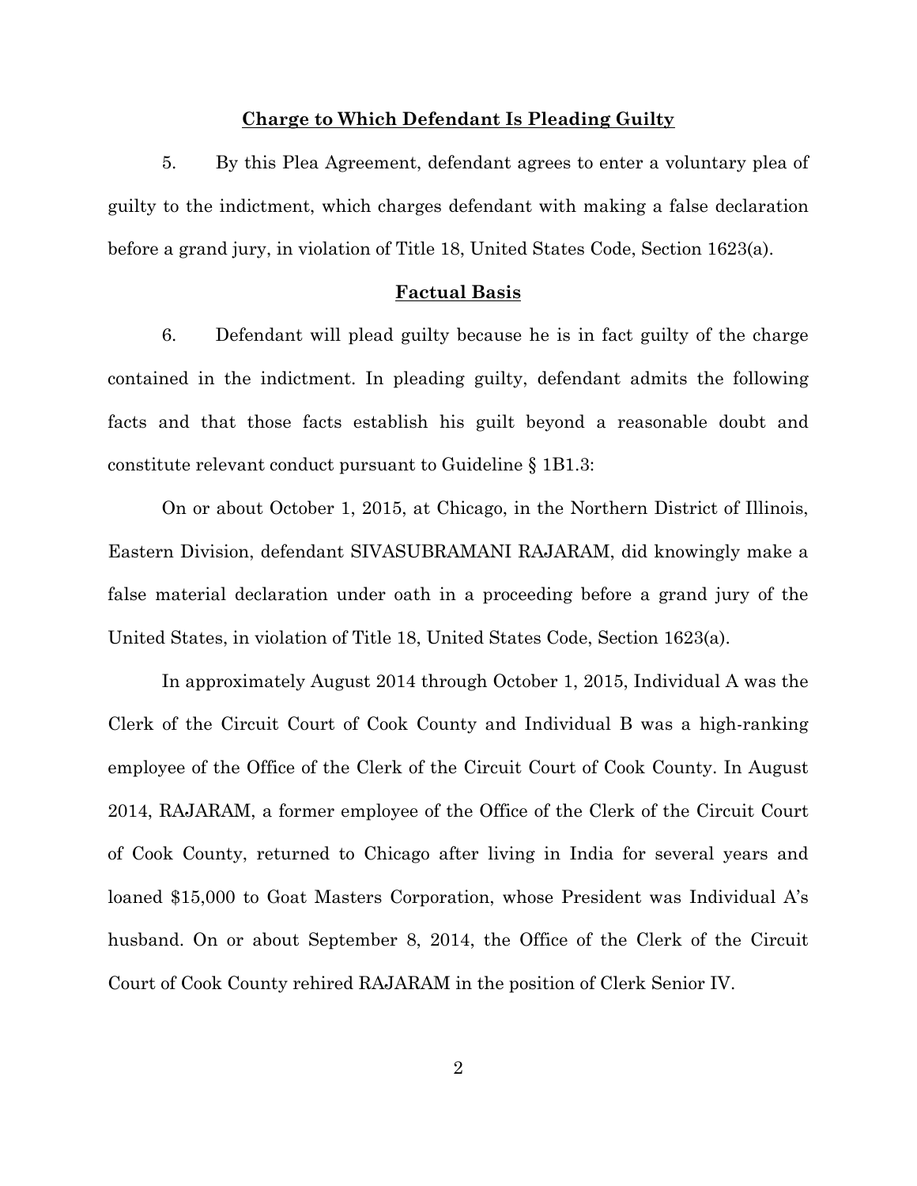**Charge to Which Defendant Is Pleading Guilty**

5. By this Plea Agreement, defendant agrees to enter a voluntary plea of guilty to the indictment, which charges defendant with making a false declaration before a grand jury, in violation of Title 18, United States Code, Section 1623(a).

**Factual Basis**

6. Defendant will plead guilty because he is in fact guilty of the charge contained in the indictment. In pleading guilty, defendant admits the following facts and that those facts establish his guilt beyond a reasonable doubt and constitute relevant conduct pursuant to Guideline § 1B1.3:

On or about October 1, 2015, at Chicago, in the Northern District of Illinois, Eastern Division, defendant SIVASUBRAMANI RAJARAM, did knowingly make a false material declaration under oath in a proceeding before a grand jury of the United States, in violation of Title 18, United States Code, Section 1623(a).

In approximately August 2014 through October 1, 2015, Individual A was the Clerk of the Circuit Court of Cook County and Individual B was a high-ranking employee of the Office of the Clerk of the Circuit Court of Cook County. In August 2014, RAJARAM, a former employee of the Office of the Clerk of the Circuit Court of Cook County, returned to Chicago after living in India for several years and loaned $15,000 to Goat Masters Corporation, whose President was Individual A's husband. On or about September 8, 2014, the Office of the Clerk of the Circuit Court of Cook County rehired RAJARAM in the position of Clerk Senior IV.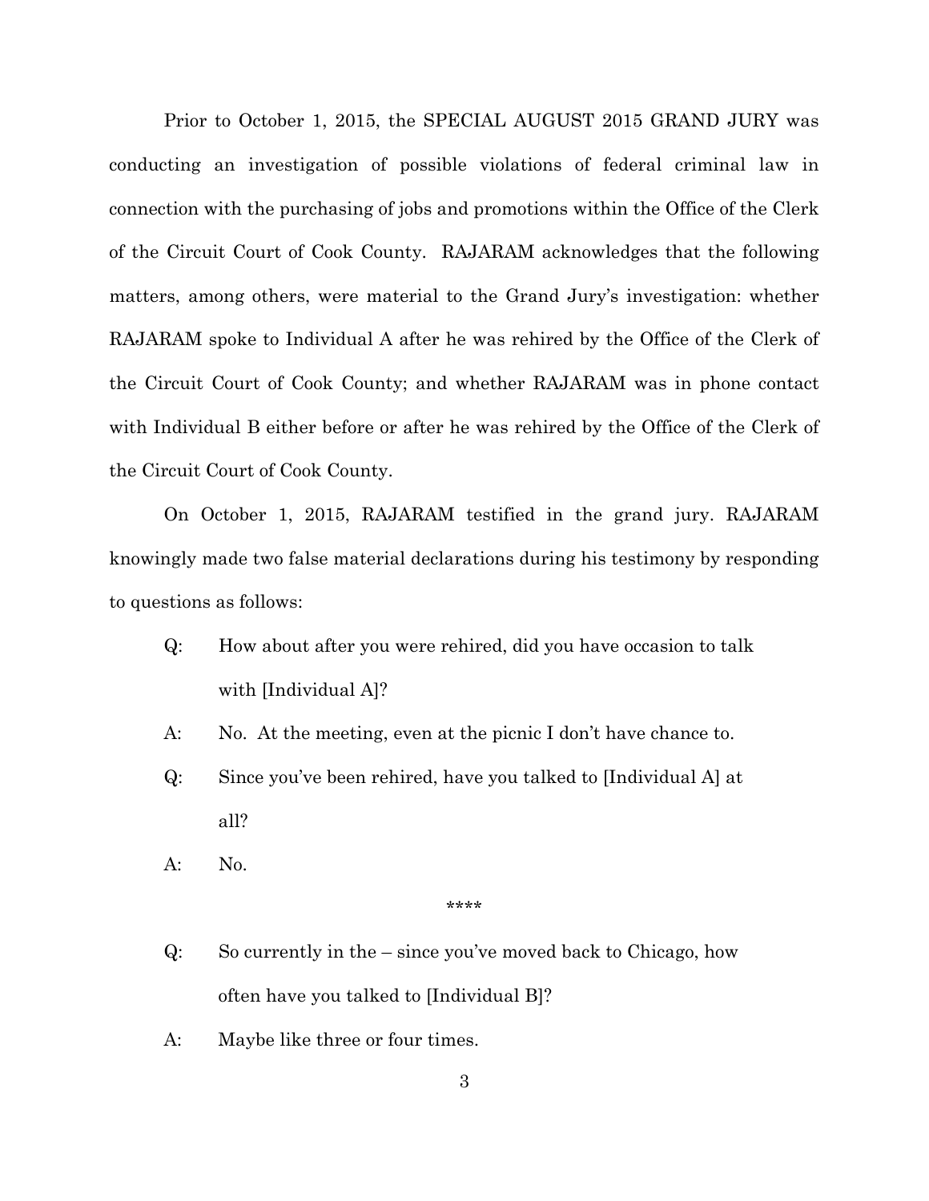Prior to October 1, 2015, the SPECIAL AUGUST 2015 GRAND JURY was conducting an investigation of possible violations of federal criminal law in connection with the purchasing of jobs and promotions within the Office of the Clerk of the Circuit Court of Cook County. RAJARAM acknowledges that the following matters, among others, were material to the Grand Jury's investigation: whether RAJARAM spoke to Individual A after he was rehired by the Office of the Clerk of the Circuit Court of Cook County; and whether RAJARAM was in phone contact with Individual B either before or after he was rehired by the Office of the Clerk of the Circuit Court of Cook County.

On October 1, 2015, RAJARAM testified in the grand jury. RAJARAM knowingly made two false material declarations during his testimony by responding to questions as follows:

Q: How about after you were rehired, did you have occasion to talk with [Individual A]?

A: No. At the meeting, even at the picnic I don't have chance to.

Q: Since you've been rehired, have you talked to [Individual A] at all?

A: No.

****

Q: So currently in the – since you've moved back to Chicago, how often have you talked to [Individual B]?

A: Maybe like three or four times.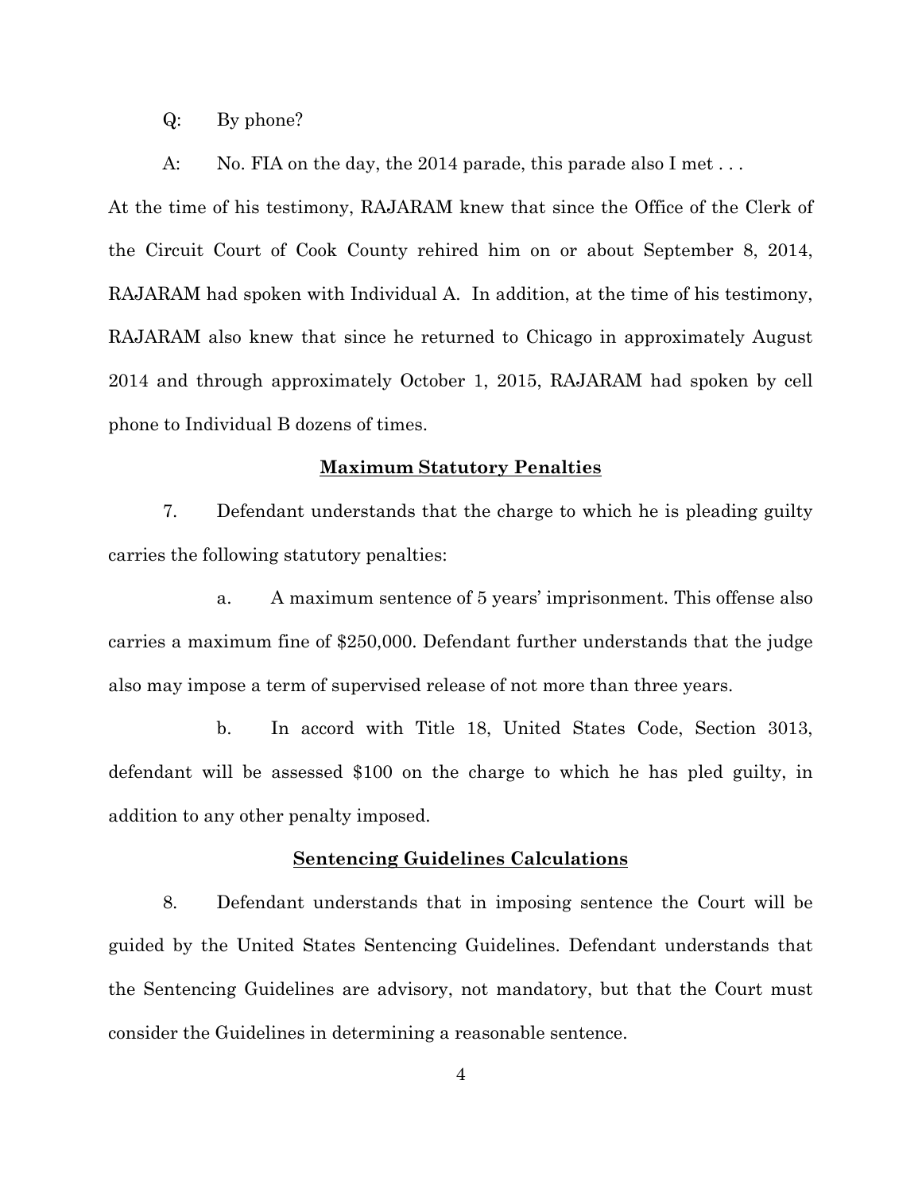Q: By phone?

A: No. FIA on the day, the 2014 parade, this parade also I met . . .

At the time of his testimony, RAJARAM knew that since the Office of the Clerk of the Circuit Court of Cook County rehired him on or about September 8, 2014, RAJARAM had spoken with Individual A. In addition, at the time of his testimony, RAJARAM also knew that since he returned to Chicago in approximately August 2014 and through approximately October 1, 2015, RAJARAM had spoken by cell phone to Individual B dozens of times.

## Maximum Statutory Penalties

7. Defendant understands that the charge to which he is pleading guilty carries the following statutory penalties:

a. A maximum sentence of 5 years' imprisonment. This offense also carries a maximum fine of $250,000. Defendant further understands that the judge also may impose a term of supervised release of not more than three years.

b. In accord with Title 18, United States Code, Section 3013, defendant will be assessed $100 on the charge to which he has pled guilty, in addition to any other penalty imposed.

## Sentencing Guidelines Calculations

8. Defendant understands that in imposing sentence the Court will be guided by the United States Sentencing Guidelines. Defendant understands that the Sentencing Guidelines are advisory, not mandatory, but that the Court must consider the Guidelines in determining a reasonable sentence.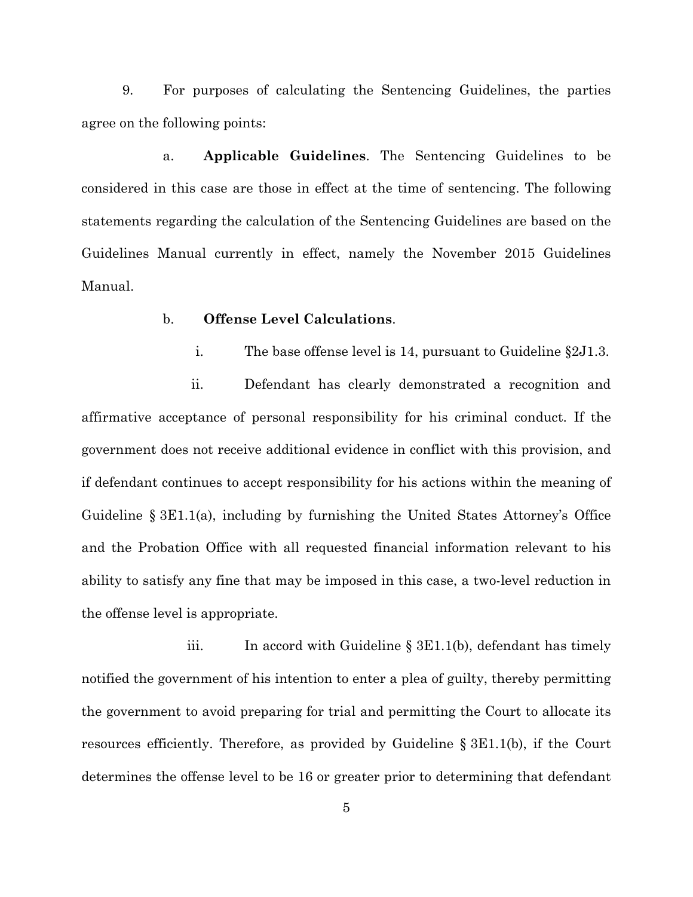9. For purposes of calculating the Sentencing Guidelines, the parties agree on the following points:

a. **Applicable Guidelines**. The Sentencing Guidelines to be considered in this case are those in effect at the time of sentencing. The following statements regarding the calculation of the Sentencing Guidelines are based on the Guidelines Manual currently in effect, namely the November 2015 Guidelines Manual.

b. **Offense Level Calculations**.

i. The base offense level is 14, pursuant to Guideline §2J1.3.

ii. Defendant has clearly demonstrated a recognition and affirmative acceptance of personal responsibility for his criminal conduct. If the government does not receive additional evidence in conflict with this provision, and if defendant continues to accept responsibility for his actions within the meaning of Guideline § 3E1.1(a), including by furnishing the United States Attorney's Office and the Probation Office with all requested financial information relevant to his ability to satisfy any fine that may be imposed in this case, a two-level reduction in the offense level is appropriate.

iii. In accord with Guideline § 3E1.1(b), defendant has timely notified the government of his intention to enter a plea of guilty, thereby permitting the government to avoid preparing for trial and permitting the Court to allocate its resources efficiently. Therefore, as provided by Guideline § 3E1.1(b), if the Court determines the offense level to be 16 or greater prior to determining that defendant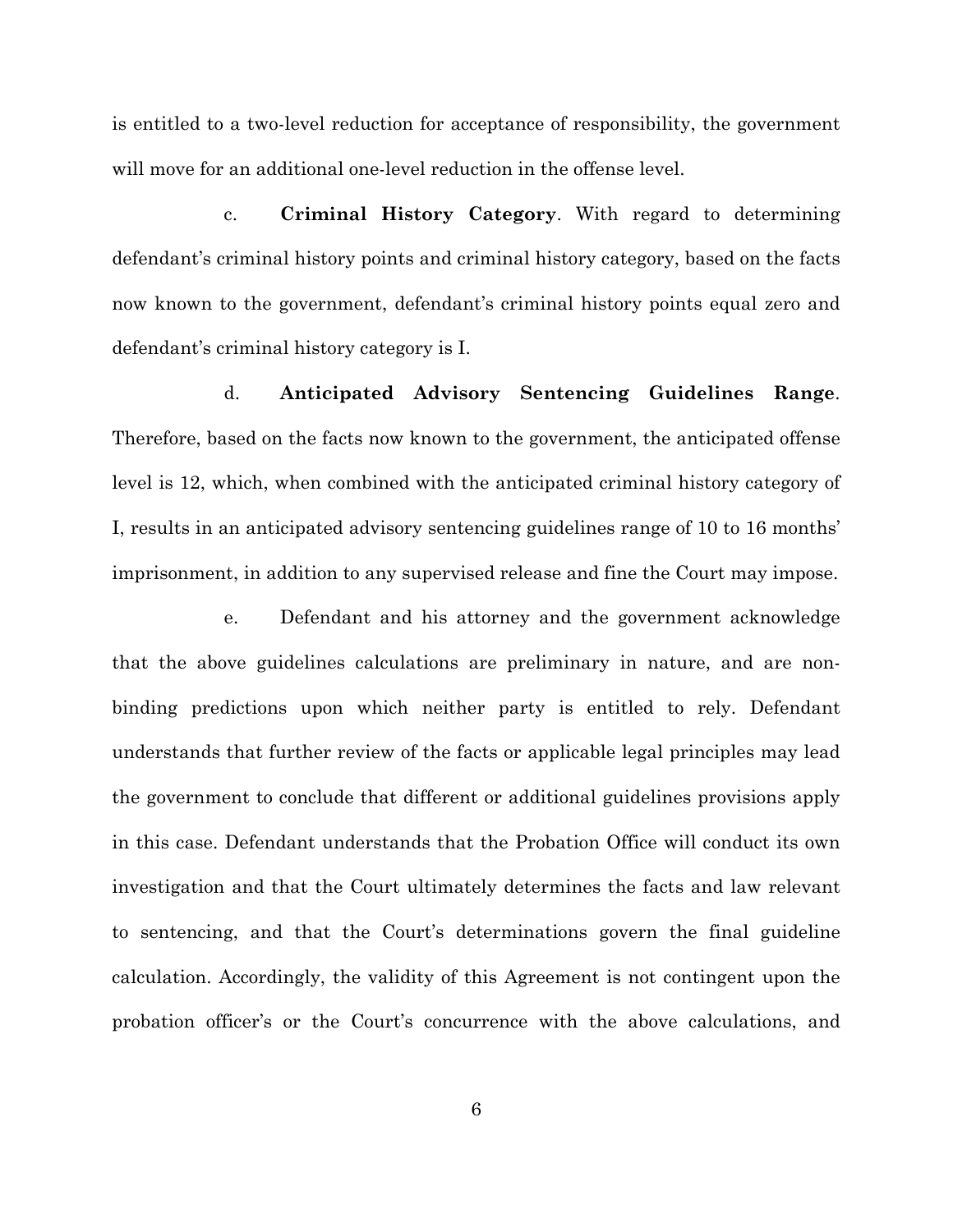is entitled to a two-level reduction for acceptance of responsibility, the government will move for an additional one-level reduction in the offense level.

c. **Criminal History Category**. With regard to determining defendant's criminal history points and criminal history category, based on the facts now known to the government, defendant's criminal history points equal zero and defendant's criminal history category is I.

d. **Anticipated Advisory Sentencing Guidelines Range**. Therefore, based on the facts now known to the government, the anticipated offense level is 12, which, when combined with the anticipated criminal history category of I, results in an anticipated advisory sentencing guidelines range of 10 to 16 months' imprisonment, in addition to any supervised release and fine the Court may impose.

e. Defendant and his attorney and the government acknowledge that the above guidelines calculations are preliminary in nature, and are non-binding predictions upon which neither party is entitled to rely. Defendant understands that further review of the facts or applicable legal principles may lead the government to conclude that different or additional guidelines provisions apply in this case. Defendant understands that the Probation Office will conduct its own investigation and that the Court ultimately determines the facts and law relevant to sentencing, and that the Court's determinations govern the final guideline calculation. Accordingly, the validity of this Agreement is not contingent upon the probation officer's or the Court's concurrence with the above calculations, and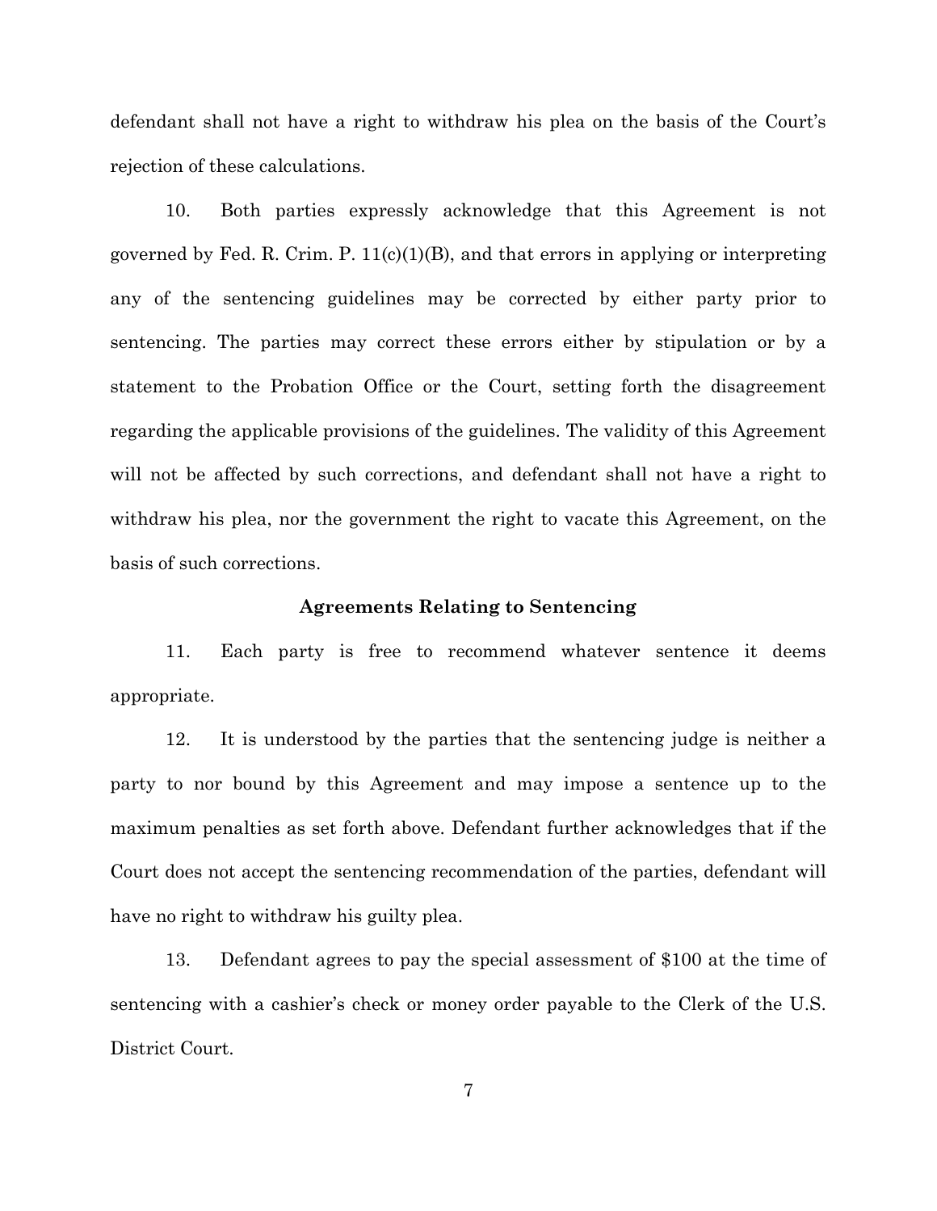defendant shall not have a right to withdraw his plea on the basis of the Court's rejection of these calculations.

10. Both parties expressly acknowledge that this Agreement is not governed by Fed. R. Crim. P. 11(c)(1)(B), and that errors in applying or interpreting any of the sentencing guidelines may be corrected by either party prior to sentencing. The parties may correct these errors either by stipulation or by a statement to the Probation Office or the Court, setting forth the disagreement regarding the applicable provisions of the guidelines. The validity of this Agreement will not be affected by such corrections, and defendant shall not have a right to withdraw his plea, nor the government the right to vacate this Agreement, on the basis of such corrections.

**Agreements Relating to Sentencing**

11. Each party is free to recommend whatever sentence it deems appropriate.

12. It is understood by the parties that the sentencing judge is neither a party to nor bound by this Agreement and may impose a sentence up to the maximum penalties as set forth above. Defendant further acknowledges that if the Court does not accept the sentencing recommendation of the parties, defendant will have no right to withdraw his guilty plea.

13. Defendant agrees to pay the special assessment of $100 at the time of sentencing with a cashier's check or money order payable to the Clerk of the U.S. District Court.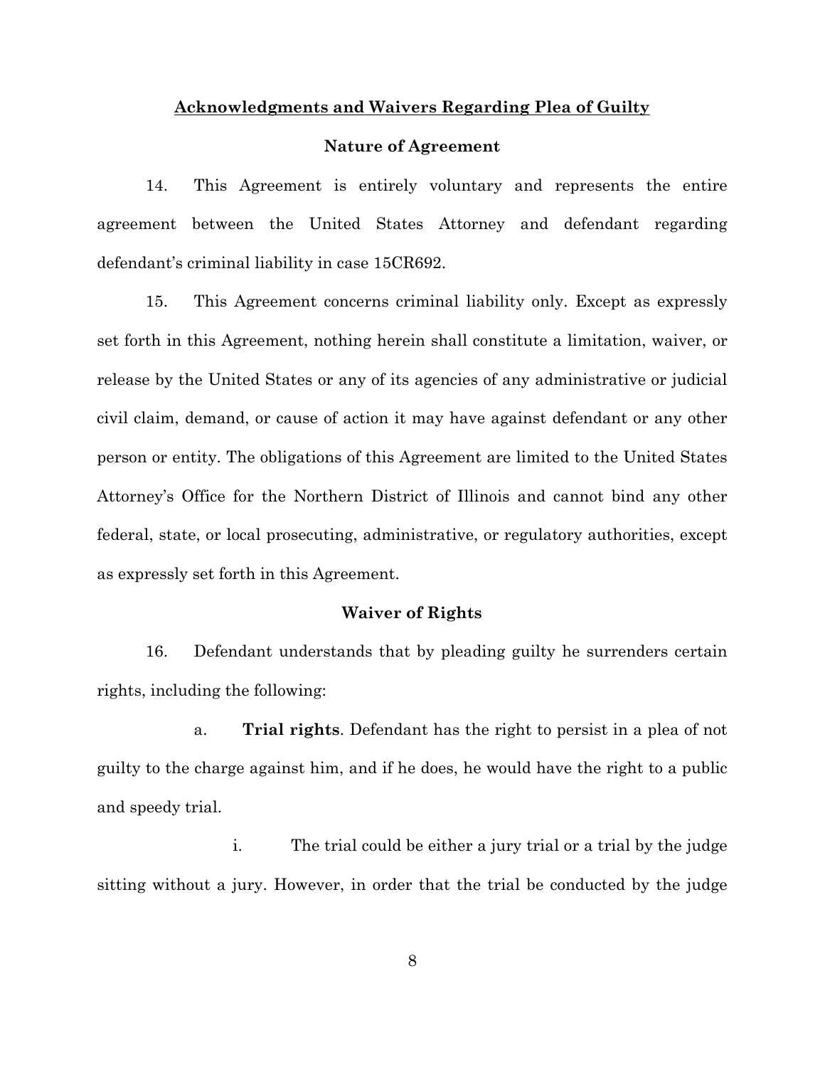## Acknowledgments and Waivers Regarding Plea of Guilty

### Nature of Agreement

14. This Agreement is entirely voluntary and represents the entire agreement between the United States Attorney and defendant regarding defendant's criminal liability in case 15CR692.

15. This Agreement concerns criminal liability only. Except as expressly set forth in this Agreement, nothing herein shall constitute a limitation, waiver, or release by the United States or any of its agencies of any administrative or judicial civil claim, demand, or cause of action it may have against defendant or any other person or entity. The obligations of this Agreement are limited to the United States Attorney's Office for the Northern District of Illinois and cannot bind any other federal, state, or local prosecuting, administrative, or regulatory authorities, except as expressly set forth in this Agreement.

### Waiver of Rights

16. Defendant understands that by pleading guilty he surrenders certain rights, including the following:

a. **Trial rights**. Defendant has the right to persist in a plea of not guilty to the charge against him, and if he does, he would have the right to a public and speedy trial.

i. The trial could be either a jury trial or a trial by the judge sitting without a jury. However, in order that the trial be conducted by the judge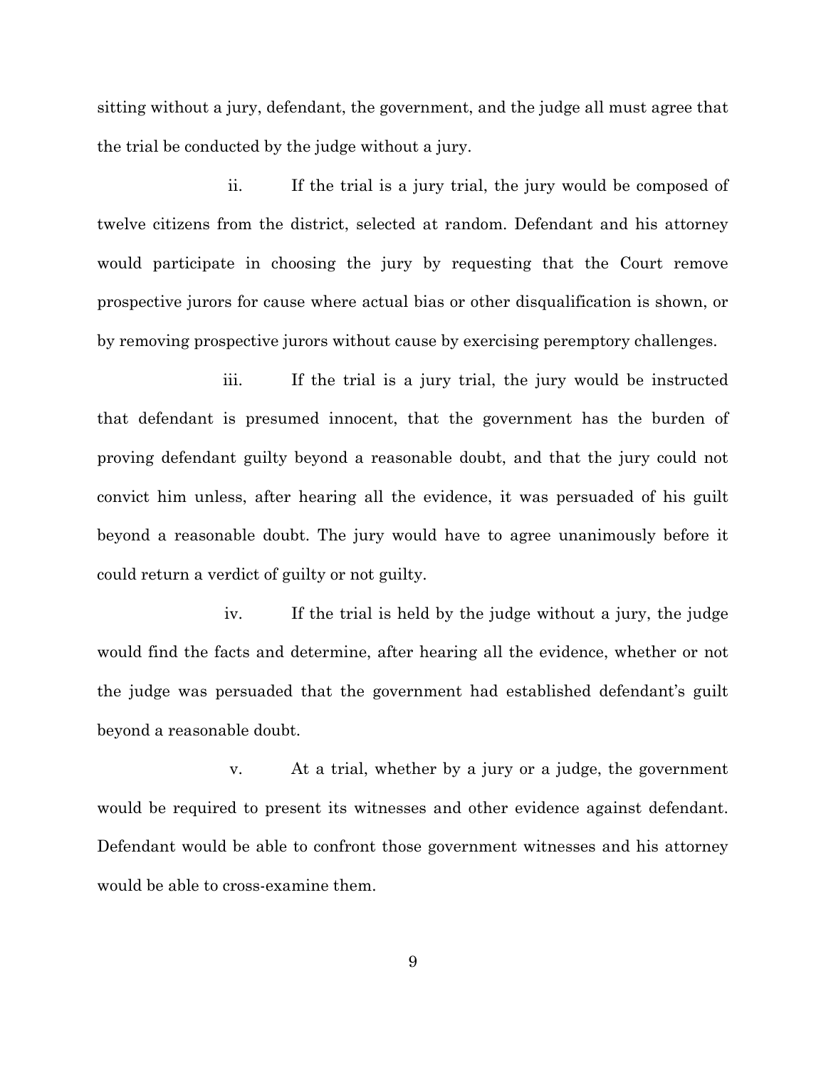sitting without a jury, defendant, the government, and the judge all must agree that the trial be conducted by the judge without a jury.

ii. If the trial is a jury trial, the jury would be composed of twelve citizens from the district, selected at random. Defendant and his attorney would participate in choosing the jury by requesting that the Court remove prospective jurors for cause where actual bias or other disqualification is shown, or by removing prospective jurors without cause by exercising peremptory challenges.

iii. If the trial is a jury trial, the jury would be instructed that defendant is presumed innocent, that the government has the burden of proving defendant guilty beyond a reasonable doubt, and that the jury could not convict him unless, after hearing all the evidence, it was persuaded of his guilt beyond a reasonable doubt. The jury would have to agree unanimously before it could return a verdict of guilty or not guilty.

iv. If the trial is held by the judge without a jury, the judge would find the facts and determine, after hearing all the evidence, whether or not the judge was persuaded that the government had established defendant's guilt beyond a reasonable doubt.

v. At a trial, whether by a jury or a judge, the government would be required to present its witnesses and other evidence against defendant. Defendant would be able to confront those government witnesses and his attorney would be able to cross-examine them.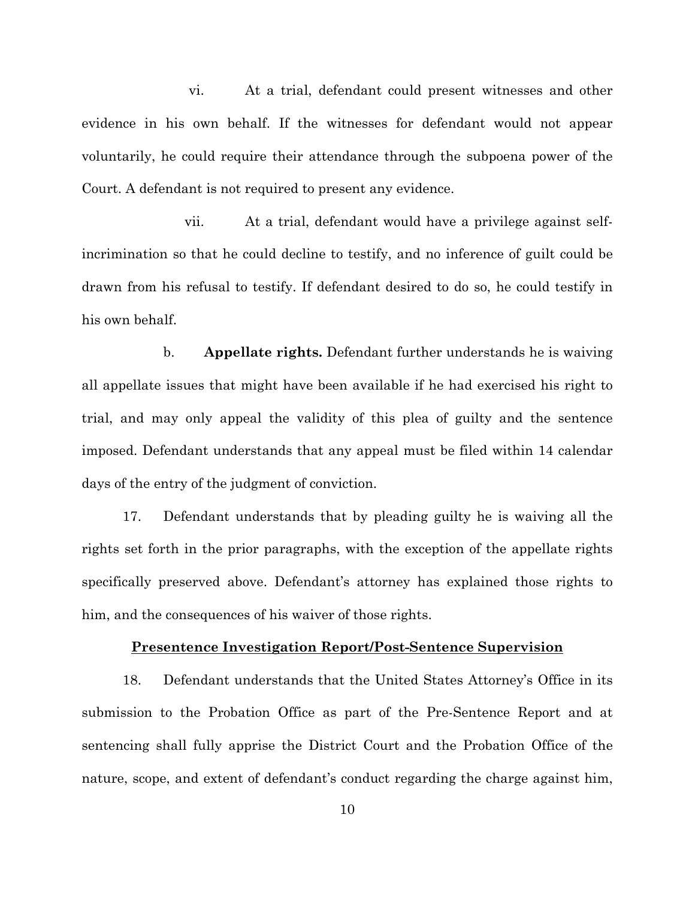vi. At a trial, defendant could present witnesses and other evidence in his own behalf. If the witnesses for defendant would not appear voluntarily, he could require their attendance through the subpoena power of the Court. A defendant is not required to present any evidence.

vii. At a trial, defendant would have a privilege against self-incrimination so that he could decline to testify, and no inference of guilt could be drawn from his refusal to testify. If defendant desired to do so, he could testify in his own behalf.

b. **Appellate rights.** Defendant further understands he is waiving all appellate issues that might have been available if he had exercised his right to trial, and may only appeal the validity of this plea of guilty and the sentence imposed. Defendant understands that any appeal must be filed within 14 calendar days of the entry of the judgment of conviction.

17. Defendant understands that by pleading guilty he is waiving all the rights set forth in the prior paragraphs, with the exception of the appellate rights specifically preserved above. Defendant's attorney has explained those rights to him, and the consequences of his waiver of those rights.

## Presentence Investigation Report/Post-Sentence Supervision

18. Defendant understands that the United States Attorney's Office in its submission to the Probation Office as part of the Pre-Sentence Report and at sentencing shall fully apprise the District Court and the Probation Office of the nature, scope, and extent of defendant's conduct regarding the charge against him,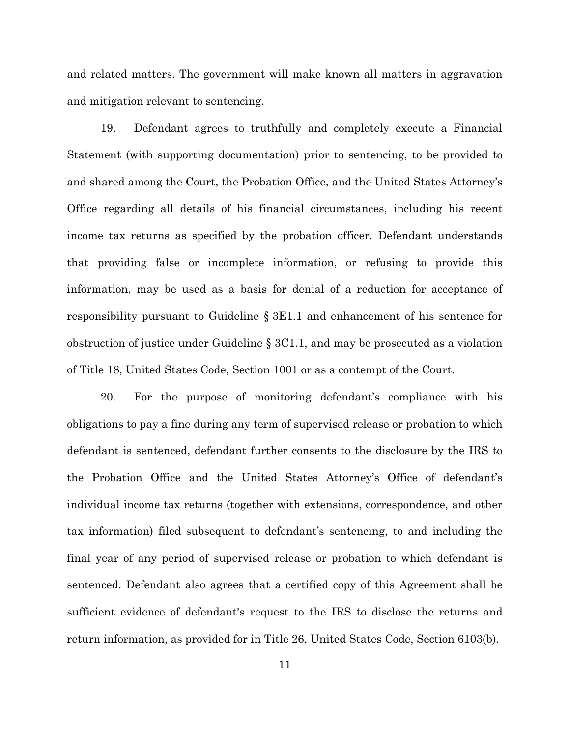and related matters. The government will make known all matters in aggravation and mitigation relevant to sentencing.

19. Defendant agrees to truthfully and completely execute a Financial Statement (with supporting documentation) prior to sentencing, to be provided to and shared among the Court, the Probation Office, and the United States Attorney's Office regarding all details of his financial circumstances, including his recent income tax returns as specified by the probation officer. Defendant understands that providing false or incomplete information, or refusing to provide this information, may be used as a basis for denial of a reduction for acceptance of responsibility pursuant to Guideline § 3E1.1 and enhancement of his sentence for obstruction of justice under Guideline § 3C1.1, and may be prosecuted as a violation of Title 18, United States Code, Section 1001 or as a contempt of the Court.

20. For the purpose of monitoring defendant's compliance with his obligations to pay a fine during any term of supervised release or probation to which defendant is sentenced, defendant further consents to the disclosure by the IRS to the Probation Office and the United States Attorney's Office of defendant's individual income tax returns (together with extensions, correspondence, and other tax information) filed subsequent to defendant's sentencing, to and including the final year of any period of supervised release or probation to which defendant is sentenced. Defendant also agrees that a certified copy of this Agreement shall be sufficient evidence of defendant's request to the IRS to disclose the returns and return information, as provided for in Title 26, United States Code, Section 6103(b).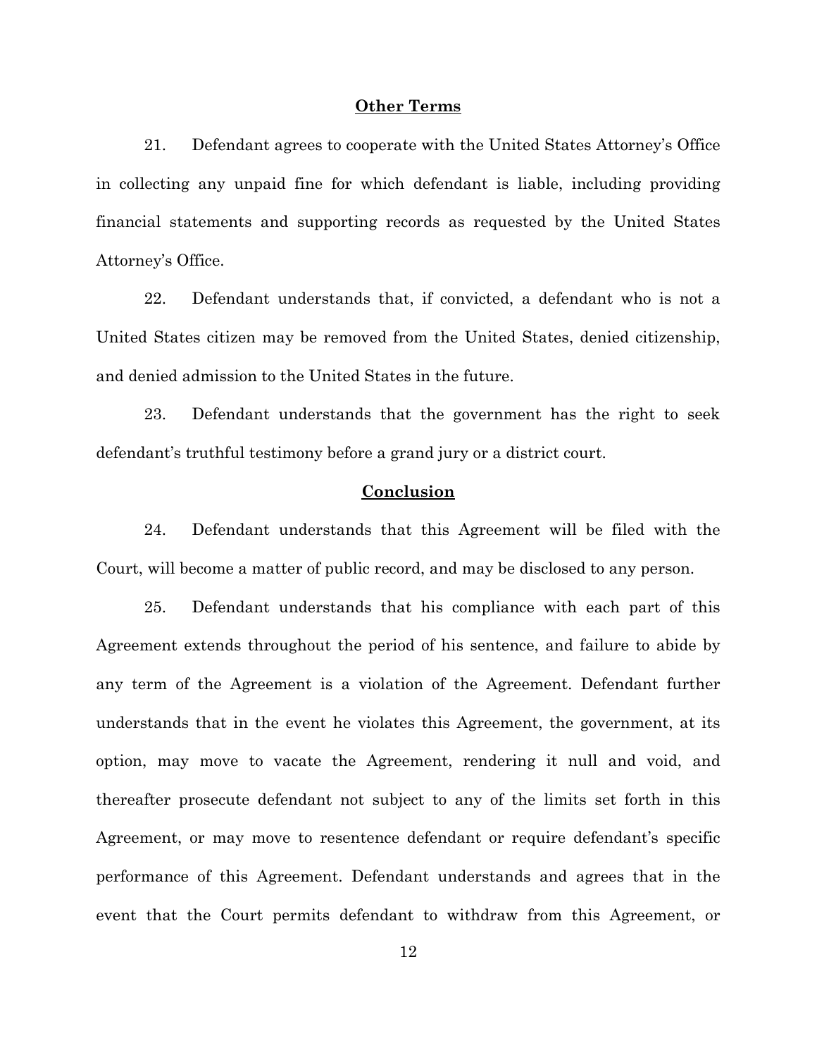## Other Terms

21. Defendant agrees to cooperate with the United States Attorney's Office in collecting any unpaid fine for which defendant is liable, including providing financial statements and supporting records as requested by the United States Attorney's Office.

22. Defendant understands that, if convicted, a defendant who is not a United States citizen may be removed from the United States, denied citizenship, and denied admission to the United States in the future.

23. Defendant understands that the government has the right to seek defendant's truthful testimony before a grand jury or a district court.

## Conclusion

24. Defendant understands that this Agreement will be filed with the Court, will become a matter of public record, and may be disclosed to any person.

25. Defendant understands that his compliance with each part of this Agreement extends throughout the period of his sentence, and failure to abide by any term of the Agreement is a violation of the Agreement. Defendant further understands that in the event he violates this Agreement, the government, at its option, may move to vacate the Agreement, rendering it null and void, and thereafter prosecute defendant not subject to any of the limits set forth in this Agreement, or may move to resentence defendant or require defendant's specific performance of this Agreement. Defendant understands and agrees that in the event that the Court permits defendant to withdraw from this Agreement, or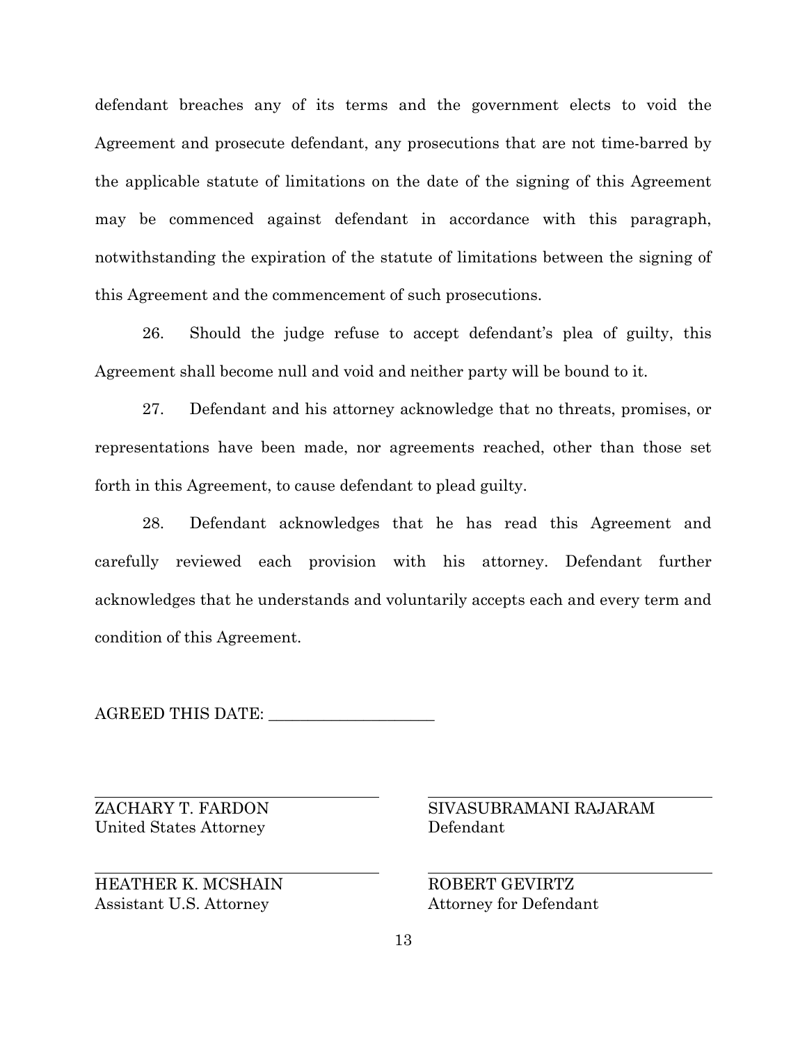defendant breaches any of its terms and the government elects to void the Agreement and prosecute defendant, any prosecutions that are not time-barred by the applicable statute of limitations on the date of the signing of this Agreement may be commenced against defendant in accordance with this paragraph, notwithstanding the expiration of the statute of limitations between the signing of this Agreement and the commencement of such prosecutions.

26. Should the judge refuse to accept defendant's plea of guilty, this Agreement shall become null and void and neither party will be bound to it.

27. Defendant and his attorney acknowledge that no threats, promises, or representations have been made, nor agreements reached, other than those set forth in this Agreement, to cause defendant to plead guilty.

28. Defendant acknowledges that he has read this Agreement and carefully reviewed each provision with his attorney. Defendant further acknowledges that he understands and voluntarily accepts each and every term and condition of this Agreement.

AGREED THIS DATE: ____________________

| | |
|---|---|
| ______________________________<br>ZACHARY T. FARDON<br>United States Attorney | ______________________________<br>SIVASUBRAMANI RAJARAM<br>Defendant |
| ______________________________<br>HEATHER K. MCSHAIN<br>Assistant U.S. Attorney | ______________________________<br>ROBERT GEVIRTZ<br>Attorney for Defendant |